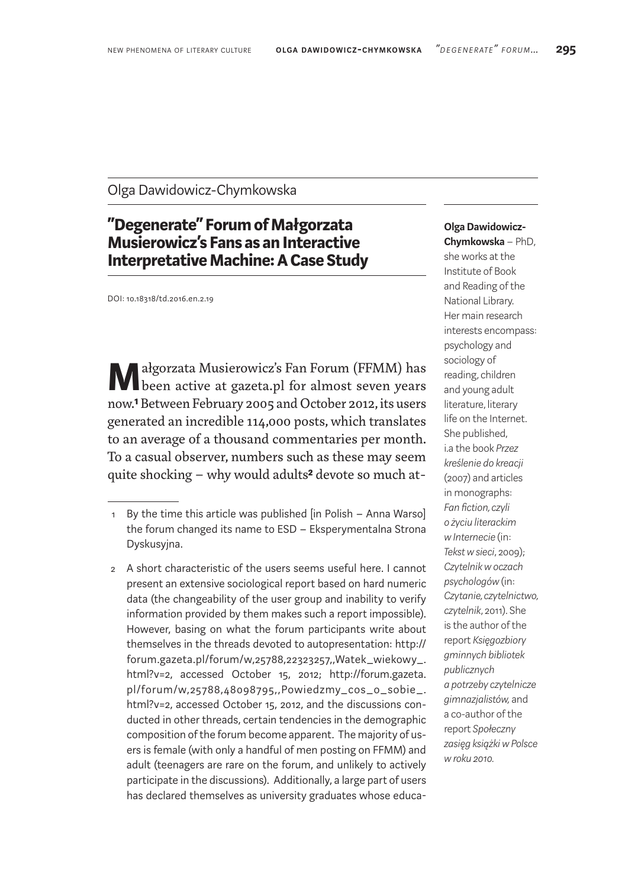Olga Dawidowicz-Chymkowska

# "Degenerate" Forum of Małgorzata Musierowicz's Fans as an Interactive Interpretative Machine: A Case Study

DOI: 10.18318/td.2016.en.2.19

**Olga Dawidowicz-Chymkowska** – PhD, she works at the Institute of Book and Reading of the National Library. Her main research interests encompass: psychology and sociology of reading, children and young adult literature, literary life on the Internet. She published, i.a the book *Przez kreślenie do kreacji* (2007) and articles in monographs: *Fan fiction, czyli o życiu literackim w Internecie* (in: *Tekst w sieci*, 2009); *Czytelnik w oczach psychologów* (in: *Czytanie, czytelnictwo, czytelnik*, 2011). She is the author of the report *Księgozbiory gminnych bibliotek publicznych a potrzeby czytelnicze gimnazjalistów,* and a co-author of the report *Społeczny zasięg książki w Polsce w roku 2010.*

Małgorzata Musierowicz's Fan Forum (FFMM) has been active at gazeta.pl for almost seven years now.[1] Between February 2005 and October 2012, its users generated an incredible 114,000 posts, which translates to an average of a thousand commentaries per month. To a casual observer, numbers such as these may seem quite shocking – why would adults[2] devote so much at-

1 By the time this article was published [in Polish – Anna Warso] the forum changed its name to ESD – Eksperymentalna Strona Dyskusyjna.

2 A short characteristic of the users seems useful here. I cannot present an extensive sociological report based on hard numeric data (the changeability of the user group and inability to verify information provided by them makes such a report impossible). However, basing on what the forum participants write about themselves in the threads devoted to autopresentation: http://forum.gazeta.pl/forum/w,25788,22323257,,Watek_wiekowy_.html?v=2, accessed October 15, 2012; http://forum.gazeta.pl/forum/w,25788,48098795,,Powiedzmy_cos_o_sobie_.html?v=2, accessed October 15, 2012, and the discussions conducted in other threads, certain tendencies in the demographic composition of the forum become apparent. The majority of users is female (with only a handful of men posting on FFMM) and adult (teenagers are rare on the forum, and unlikely to actively participate in the discussions). Additionally, a large part of users has declared themselves as university graduates whose educa-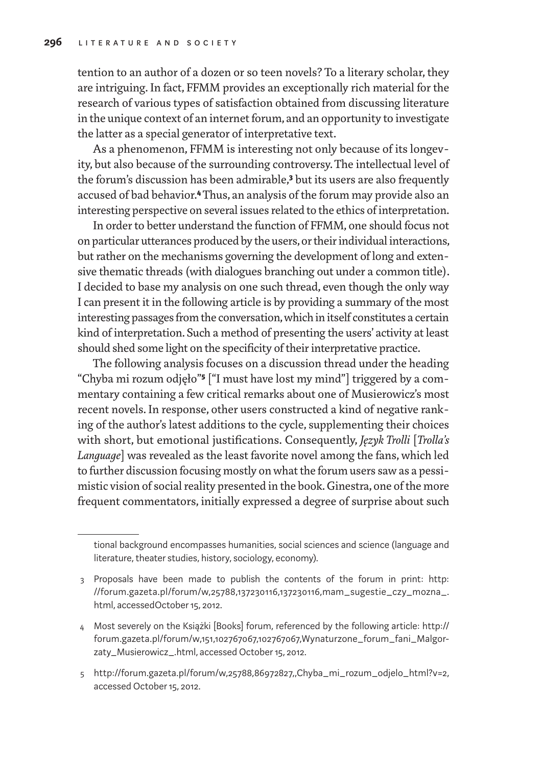tention to an author of a dozen or so teen novels? To a literary scholar, they are intriguing. In fact, FFMM provides an exceptionally rich material for the research of various types of satisfaction obtained from discussing literature in the unique context of an internet forum, and an opportunity to investigate the latter as a special generator of interpretative text.

As a phenomenon, FFMM is interesting not only because of its longevity, but also because of the surrounding controversy. The intellectual level of the forum's discussion has been admirable,[3] but its users are also frequently accused of bad behavior.[4] Thus, an analysis of the forum may provide also an interesting perspective on several issues related to the ethics of interpretation.

In order to better understand the function of FFMM, one should focus not on particular utterances produced by the users, or their individual interactions, but rather on the mechanisms governing the development of long and extensive thematic threads (with dialogues branching out under a common title). I decided to base my analysis on one such thread, even though the only way I can present it in the following article is by providing a summary of the most interesting passages from the conversation, which in itself constitutes a certain kind of interpretation. Such a method of presenting the users' activity at least should shed some light on the specificity of their interpretative practice.

The following analysis focuses on a discussion thread under the heading "Chyba mi rozum odjęło"[5] ["I must have lost my mind"] triggered by a commentary containing a few critical remarks about one of Musierowicz's most recent novels. In response, other users constructed a kind of negative ranking of the author's latest additions to the cycle, supplementing their choices with short, but emotional justifications. Consequently, *Język Trolli* [*Trolla's Language*] was revealed as the least favorite novel among the fans, which led to further discussion focusing mostly on what the forum users saw as a pessimistic vision of social reality presented in the book. Ginestra, one of the more frequent commentators, initially expressed a degree of surprise about such

---

tional background encompasses humanities, social sciences and science (language and literature, theater studies, history, sociology, economy).

3 Proposals have been made to publish the contents of the forum in print: http://forum.gazeta.pl/forum/w,25788,137230116,137230116,mam_sugestie_czy_mozna_.html, accessedOctober 15, 2012.

4 Most severely on the Książki [Books] forum, referenced by the following article: http://forum.gazeta.pl/forum/w,151,102767067,102767067,Wynaturzone_forum_fani_Malgorzaty_Musierowicz_.html, accessed October 15, 2012.

5 http://forum.gazeta.pl/forum/w,25788,86972827,,Chyba_mi_rozum_odjelo_html?v=2, accessed October 15, 2012.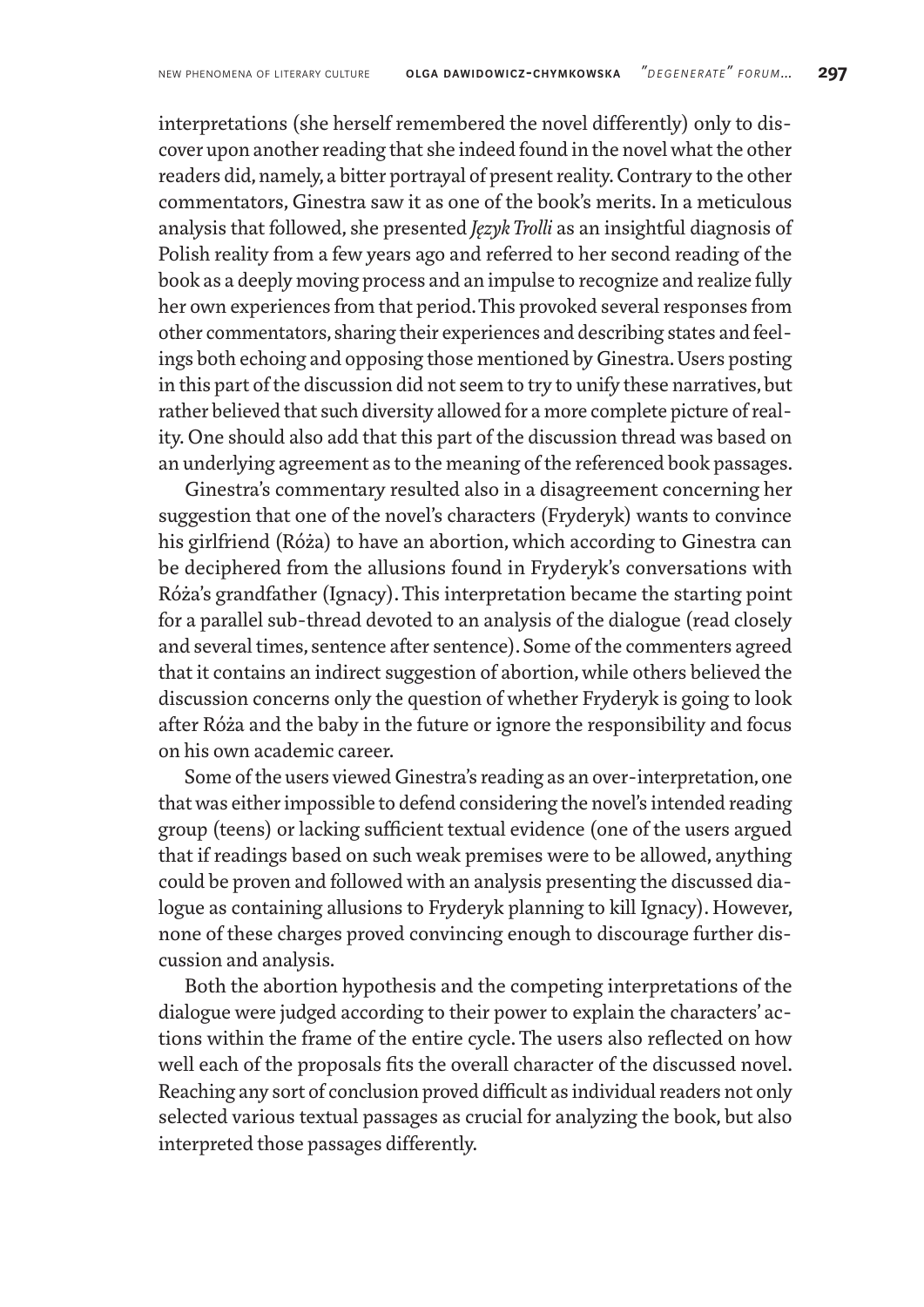interpretations (she herself remembered the novel differently) only to discover upon another reading that she indeed found in the novel what the other readers did, namely, a bitter portrayal of present reality. Contrary to the other commentators, Ginestra saw it as one of the book's merits. In a meticulous analysis that followed, she presented *Język Trolli* as an insightful diagnosis of Polish reality from a few years ago and referred to her second reading of the book as a deeply moving process and an impulse to recognize and realize fully her own experiences from that period. This provoked several responses from other commentators, sharing their experiences and describing states and feelings both echoing and opposing those mentioned by Ginestra. Users posting in this part of the discussion did not seem to try to unify these narratives, but rather believed that such diversity allowed for a more complete picture of reality. One should also add that this part of the discussion thread was based on an underlying agreement as to the meaning of the referenced book passages.

Ginestra's commentary resulted also in a disagreement concerning her suggestion that one of the novel's characters (Fryderyk) wants to convince his girlfriend (Róża) to have an abortion, which according to Ginestra can be deciphered from the allusions found in Fryderyk's conversations with Róża's grandfather (Ignacy). This interpretation became the starting point for a parallel sub-thread devoted to an analysis of the dialogue (read closely and several times, sentence after sentence). Some of the commenters agreed that it contains an indirect suggestion of abortion, while others believed the discussion concerns only the question of whether Fryderyk is going to look after Róża and the baby in the future or ignore the responsibility and focus on his own academic career.

Some of the users viewed Ginestra's reading as an over-interpretation, one that was either impossible to defend considering the novel's intended reading group (teens) or lacking sufficient textual evidence (one of the users argued that if readings based on such weak premises were to be allowed, anything could be proven and followed with an analysis presenting the discussed dialogue as containing allusions to Fryderyk planning to kill Ignacy). However, none of these charges proved convincing enough to discourage further discussion and analysis.

Both the abortion hypothesis and the competing interpretations of the dialogue were judged according to their power to explain the characters' actions within the frame of the entire cycle. The users also reflected on how well each of the proposals fits the overall character of the discussed novel. Reaching any sort of conclusion proved difficult as individual readers not only selected various textual passages as crucial for analyzing the book, but also interpreted those passages differently.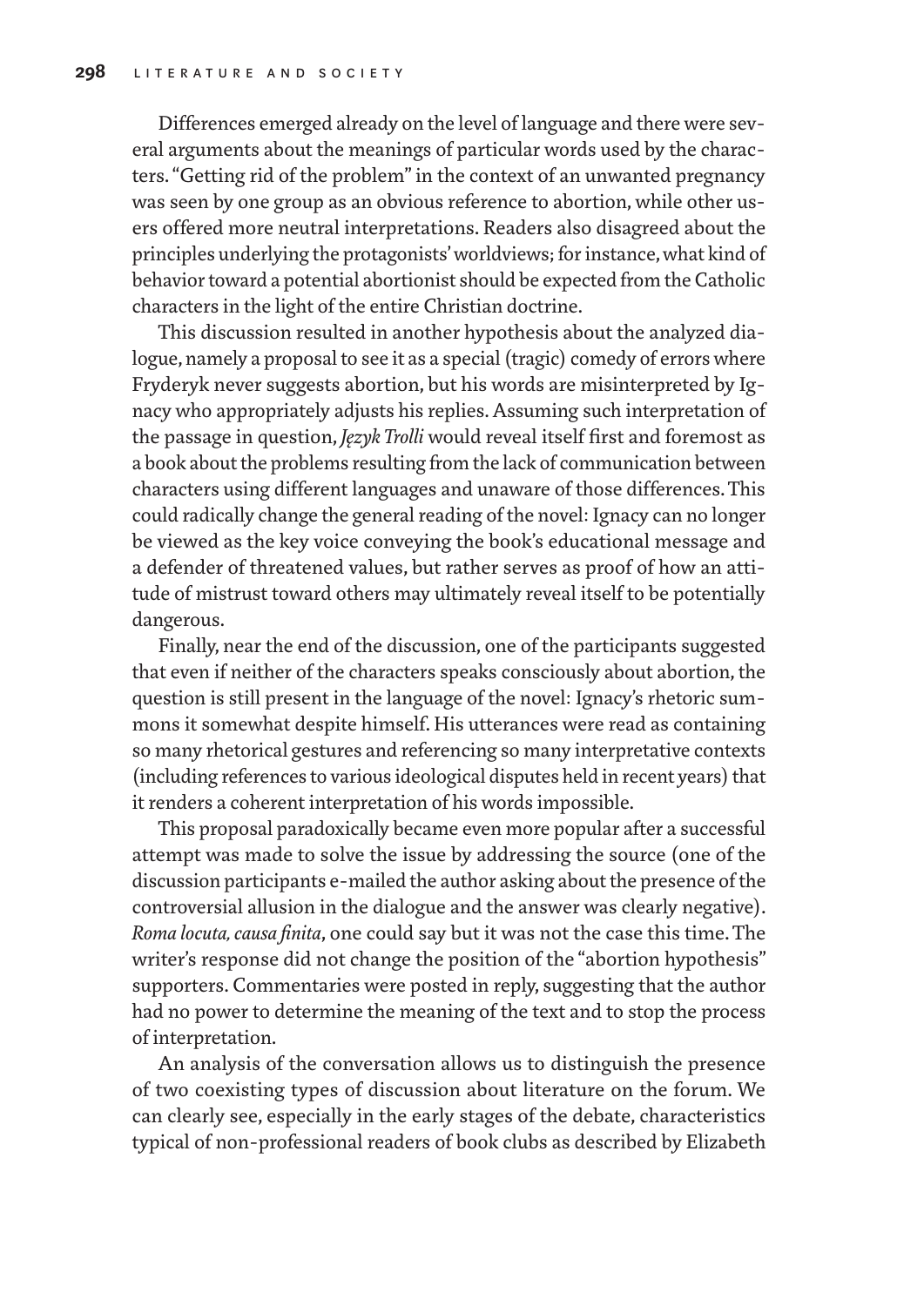Differences emerged already on the level of language and there were several arguments about the meanings of particular words used by the characters. "Getting rid of the problem" in the context of an unwanted pregnancy was seen by one group as an obvious reference to abortion, while other users offered more neutral interpretations. Readers also disagreed about the principles underlying the protagonists' worldviews; for instance, what kind of behavior toward a potential abortionist should be expected from the Catholic characters in the light of the entire Christian doctrine.

This discussion resulted in another hypothesis about the analyzed dialogue, namely a proposal to see it as a special (tragic) comedy of errors where Fryderyk never suggests abortion, but his words are misinterpreted by Ignacy who appropriately adjusts his replies. Assuming such interpretation of the passage in question, *Język Trolli* would reveal itself first and foremost as a book about the problems resulting from the lack of communication between characters using different languages and unaware of those differences. This could radically change the general reading of the novel: Ignacy can no longer be viewed as the key voice conveying the book's educational message and a defender of threatened values, but rather serves as proof of how an attitude of mistrust toward others may ultimately reveal itself to be potentially dangerous.

Finally, near the end of the discussion, one of the participants suggested that even if neither of the characters speaks consciously about abortion, the question is still present in the language of the novel: Ignacy's rhetoric summons it somewhat despite himself. His utterances were read as containing so many rhetorical gestures and referencing so many interpretative contexts (including references to various ideological disputes held in recent years) that it renders a coherent interpretation of his words impossible.

This proposal paradoxically became even more popular after a successful attempt was made to solve the issue by addressing the source (one of the discussion participants e-mailed the author asking about the presence of the controversial allusion in the dialogue and the answer was clearly negative). *Roma locuta, causa finita*, one could say but it was not the case this time. The writer's response did not change the position of the "abortion hypothesis" supporters. Commentaries were posted in reply, suggesting that the author had no power to determine the meaning of the text and to stop the process of interpretation.

An analysis of the conversation allows us to distinguish the presence of two coexisting types of discussion about literature on the forum. We can clearly see, especially in the early stages of the debate, characteristics typical of non-professional readers of book clubs as described by Elizabeth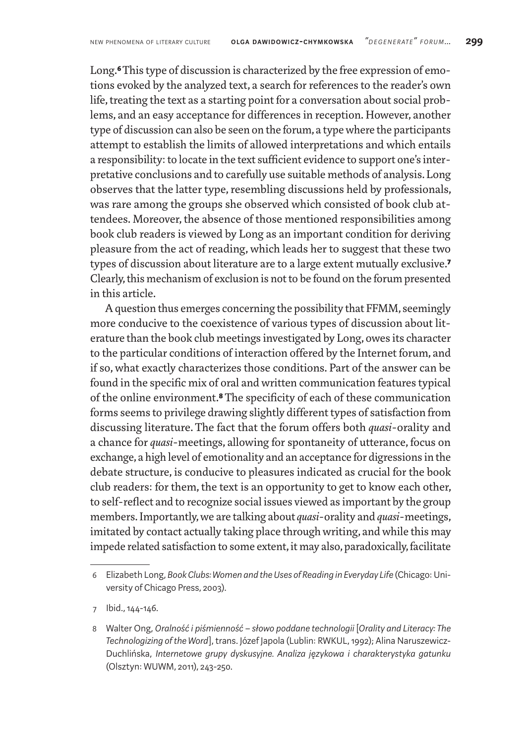Long.[6] This type of discussion is characterized by the free expression of emotions evoked by the analyzed text, a search for references to the reader's own life, treating the text as a starting point for a conversation about social problems, and an easy acceptance for differences in reception. However, another type of discussion can also be seen on the forum, a type where the participants attempt to establish the limits of allowed interpretations and which entails a responsibility: to locate in the text sufficient evidence to support one's interpretative conclusions and to carefully use suitable methods of analysis. Long observes that the latter type, resembling discussions held by professionals, was rare among the groups she observed which consisted of book club attendees. Moreover, the absence of those mentioned responsibilities among book club readers is viewed by Long as an important condition for deriving pleasure from the act of reading, which leads her to suggest that these two types of discussion about literature are to a large extent mutually exclusive.[7] Clearly, this mechanism of exclusion is not to be found on the forum presented in this article.

A question thus emerges concerning the possibility that FFMM, seemingly more conducive to the coexistence of various types of discussion about literature than the book club meetings investigated by Long, owes its character to the particular conditions of interaction offered by the Internet forum, and if so, what exactly characterizes those conditions. Part of the answer can be found in the specific mix of oral and written communication features typical of the online environment.[8] The specificity of each of these communication forms seems to privilege drawing slightly different types of satisfaction from discussing literature. The fact that the forum offers both *quasi*-orality and a chance for *quasi*-meetings, allowing for spontaneity of utterance, focus on exchange, a high level of emotionality and an acceptance for digressions in the debate structure, is conducive to pleasures indicated as crucial for the book club readers: for them, the text is an opportunity to get to know each other, to self-reflect and to recognize social issues viewed as important by the group members. Importantly, we are talking about *quasi*-orality and *quasi*-meetings, imitated by contact actually taking place through writing, and while this may impede related satisfaction to some extent, it may also, paradoxically, facilitate

6 Elizabeth Long, *Book Clubs: Women and the Uses of Reading in Everyday Life* (Chicago: University of Chicago Press, 2003).

7 Ibid., 144-146.

8 Walter Ong, *Oralność i piśmienność – słowo poddane technologii* [*Orality and Literacy: The Technologizing of the Word*], trans. Józef Japola (Lublin: RWKUL, 1992); Alina Naruszewicz-Duchlińska, *Internetowe grupy dyskusyjne. Analiza językowa i charakterystyka gatunku* (Olsztyn: WUWM, 2011), 243-250.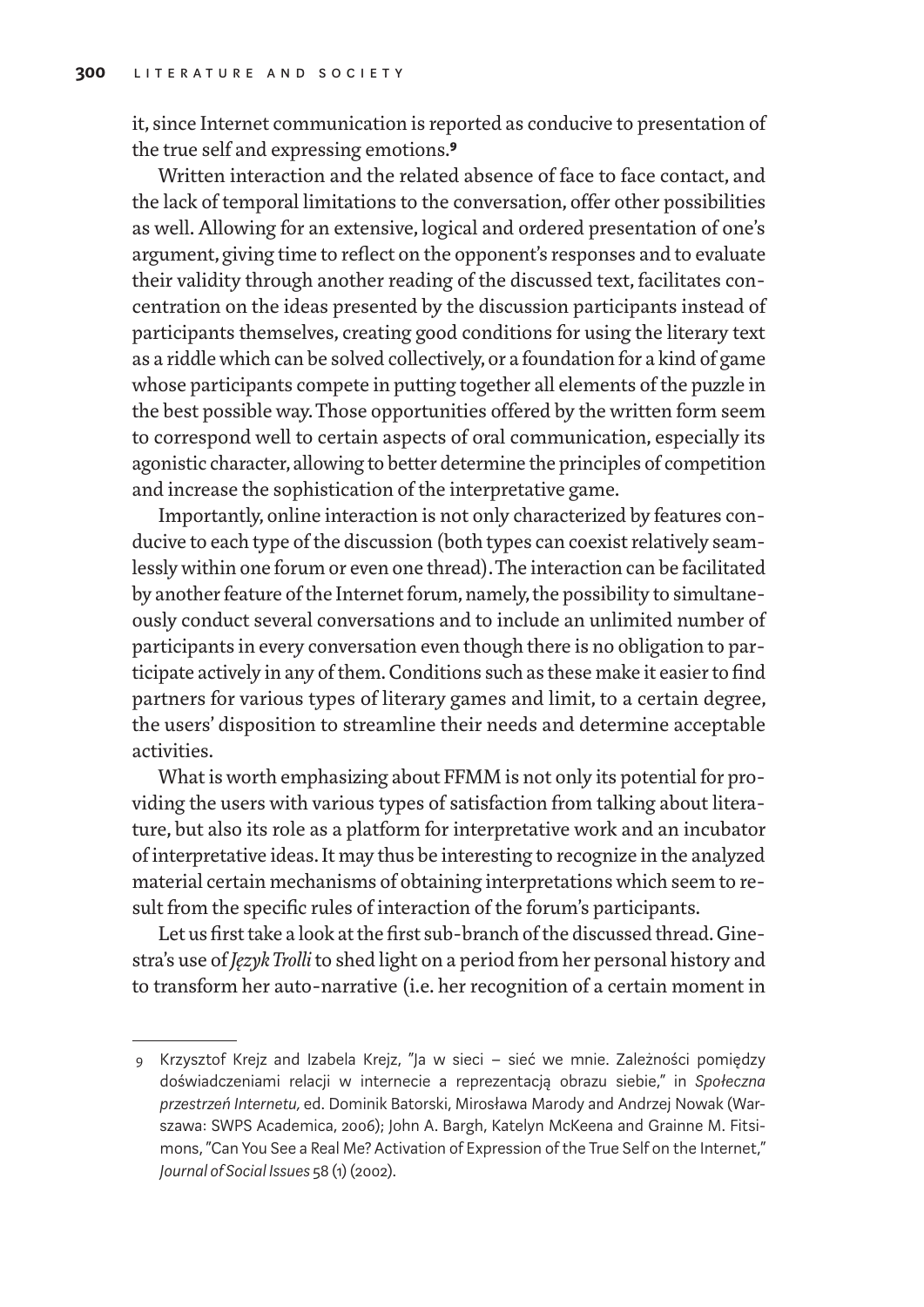it, since Internet communication is reported as conducive to presentation of the true self and expressing emotions.[9]

Written interaction and the related absence of face to face contact, and the lack of temporal limitations to the conversation, offer other possibilities as well. Allowing for an extensive, logical and ordered presentation of one's argument, giving time to reflect on the opponent's responses and to evaluate their validity through another reading of the discussed text, facilitates concentration on the ideas presented by the discussion participants instead of participants themselves, creating good conditions for using the literary text as a riddle which can be solved collectively, or a foundation for a kind of game whose participants compete in putting together all elements of the puzzle in the best possible way. Those opportunities offered by the written form seem to correspond well to certain aspects of oral communication, especially its agonistic character, allowing to better determine the principles of competition and increase the sophistication of the interpretative game.

Importantly, online interaction is not only characterized by features conducive to each type of the discussion (both types can coexist relatively seamlessly within one forum or even one thread). The interaction can be facilitated by another feature of the Internet forum, namely, the possibility to simultaneously conduct several conversations and to include an unlimited number of participants in every conversation even though there is no obligation to participate actively in any of them. Conditions such as these make it easier to find partners for various types of literary games and limit, to a certain degree, the users' disposition to streamline their needs and determine acceptable activities.

What is worth emphasizing about FFMM is not only its potential for providing the users with various types of satisfaction from talking about literature, but also its role as a platform for interpretative work and an incubator of interpretative ideas. It may thus be interesting to recognize in the analyzed material certain mechanisms of obtaining interpretations which seem to result from the specific rules of interaction of the forum's participants.

Let us first take a look at the first sub-branch of the discussed thread. Ginestra's use of *Język Trolli* to shed light on a period from her personal history and to transform her auto-narrative (i.e. her recognition of a certain moment in

---

9 Krzysztof Krejz and Izabela Krejz, "Ja w sieci – sieć we mnie. Zależności pomiędzy doświadczeniami relacji w internecie a reprezentacją obrazu siebie," in *Społeczna przestrzeń Internetu*, ed. Dominik Batorski, Mirosława Marody and Andrzej Nowak (Warszawa: SWPS Academica, 2006); John A. Bargh, Katelyn McKeena and Grainne M. Fitsimons, "Can You See a Real Me? Activation of Expression of the True Self on the Internet," *Journal of Social Issues* 58 (1) (2002).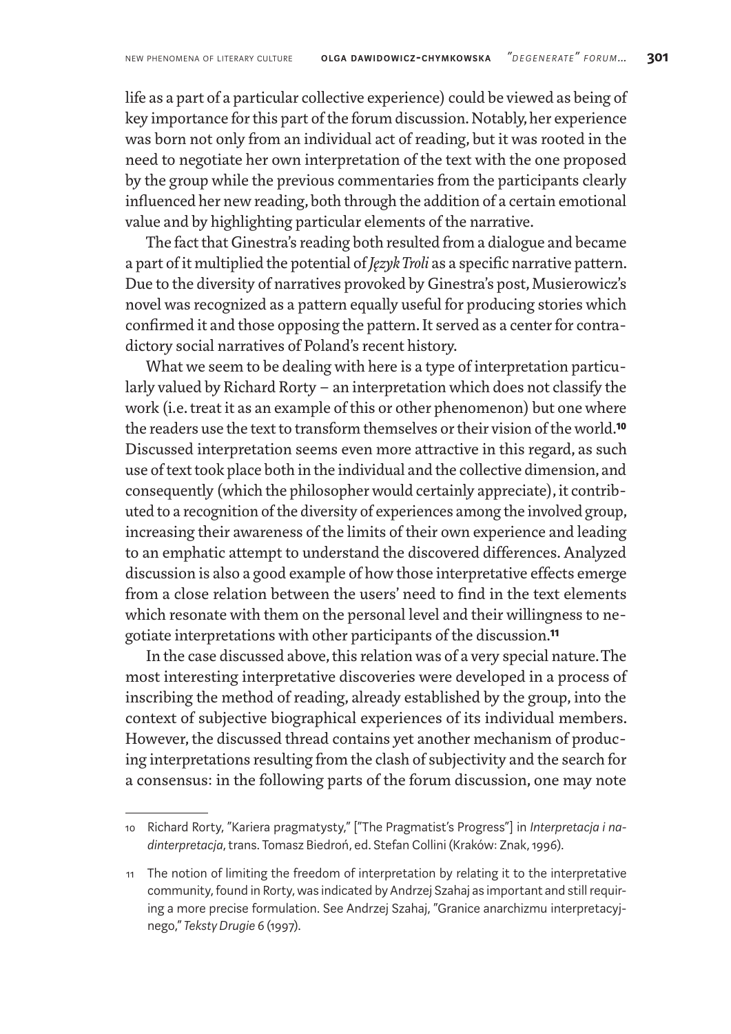life as a part of a particular collective experience) could be viewed as being of key importance for this part of the forum discussion. Notably, her experience was born not only from an individual act of reading, but it was rooted in the need to negotiate her own interpretation of the text with the one proposed by the group while the previous commentaries from the participants clearly influenced her new reading, both through the addition of a certain emotional value and by highlighting particular elements of the narrative.

The fact that Ginestra's reading both resulted from a dialogue and became a part of it multiplied the potential of *Język Troli* as a specific narrative pattern. Due to the diversity of narratives provoked by Ginestra's post, Musierowicz's novel was recognized as a pattern equally useful for producing stories which confirmed it and those opposing the pattern. It served as a center for contradictory social narratives of Poland's recent history.

What we seem to be dealing with here is a type of interpretation particularly valued by Richard Rorty – an interpretation which does not classify the work (i.e. treat it as an example of this or other phenomenon) but one where the readers use the text to transform themselves or their vision of the world.[10] Discussed interpretation seems even more attractive in this regard, as such use of text took place both in the individual and the collective dimension, and consequently (which the philosopher would certainly appreciate), it contributed to a recognition of the diversity of experiences among the involved group, increasing their awareness of the limits of their own experience and leading to an emphatic attempt to understand the discovered differences. Analyzed discussion is also a good example of how those interpretative effects emerge from a close relation between the users' need to find in the text elements which resonate with them on the personal level and their willingness to negotiate interpretations with other participants of the discussion.[11]

In the case discussed above, this relation was of a very special nature. The most interesting interpretative discoveries were developed in a process of inscribing the method of reading, already established by the group, into the context of subjective biographical experiences of its individual members. However, the discussed thread contains yet another mechanism of producing interpretations resulting from the clash of subjectivity and the search for a consensus: in the following parts of the forum discussion, one may note

---

10 Richard Rorty, "Kariera pragmatysty," ["The Pragmatist's Progress"] in *Interpretacja i nadinterpretacja*, trans. Tomasz Biedroń, ed. Stefan Collini (Kraków: Znak, 1996).

11 The notion of limiting the freedom of interpretation by relating it to the interpretative community, found in Rorty, was indicated by Andrzej Szahaj as important and still requiring a more precise formulation. See Andrzej Szahaj, "Granice anarchizmu interpretacyjnego," *Teksty Drugie* 6 (1997).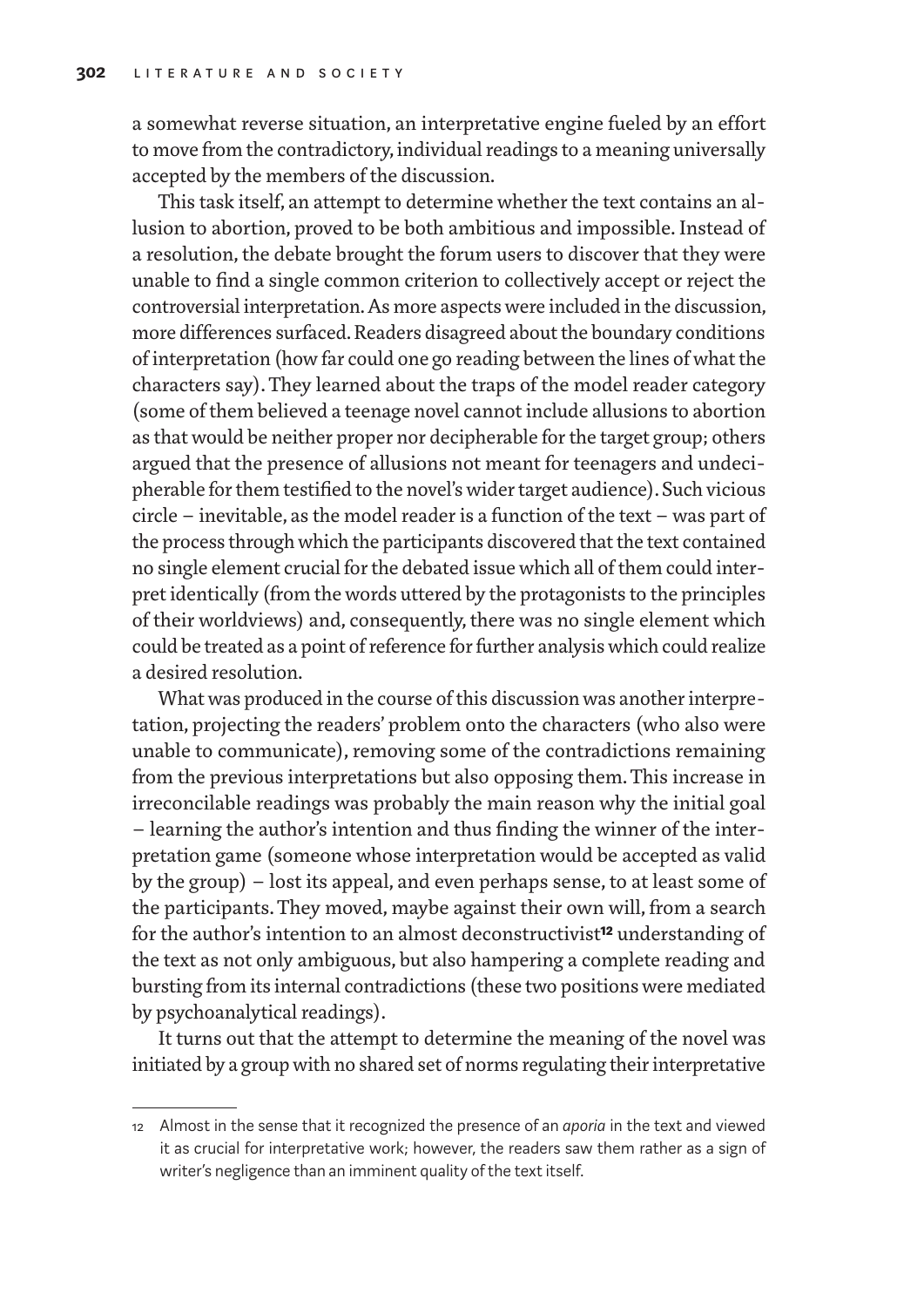a somewhat reverse situation, an interpretative engine fueled by an effort to move from the contradictory, individual readings to a meaning universally accepted by the members of the discussion.

This task itself, an attempt to determine whether the text contains an allusion to abortion, proved to be both ambitious and impossible. Instead of a resolution, the debate brought the forum users to discover that they were unable to find a single common criterion to collectively accept or reject the controversial interpretation. As more aspects were included in the discussion, more differences surfaced. Readers disagreed about the boundary conditions of interpretation (how far could one go reading between the lines of what the characters say). They learned about the traps of the model reader category (some of them believed a teenage novel cannot include allusions to abortion as that would be neither proper nor decipherable for the target group; others argued that the presence of allusions not meant for teenagers and undecipherable for them testified to the novel's wider target audience). Such vicious circle – inevitable, as the model reader is a function of the text – was part of the process through which the participants discovered that the text contained no single element crucial for the debated issue which all of them could interpret identically (from the words uttered by the protagonists to the principles of their worldviews) and, consequently, there was no single element which could be treated as a point of reference for further analysis which could realize a desired resolution.

What was produced in the course of this discussion was another interpretation, projecting the readers' problem onto the characters (who also were unable to communicate), removing some of the contradictions remaining from the previous interpretations but also opposing them. This increase in irreconcilable readings was probably the main reason why the initial goal – learning the author's intention and thus finding the winner of the interpretation game (someone whose interpretation would be accepted as valid by the group) – lost its appeal, and even perhaps sense, to at least some of the participants. They moved, maybe against their own will, from a search for the author's intention to an almost deconstructivist[12] understanding of the text as not only ambiguous, but also hampering a complete reading and bursting from its internal contradictions (these two positions were mediated by psychoanalytical readings).

It turns out that the attempt to determine the meaning of the novel was initiated by a group with no shared set of norms regulating their interpretative

---

[12] Almost in the sense that it recognized the presence of an *aporia* in the text and viewed it as crucial for interpretative work; however, the readers saw them rather as a sign of writer's negligence than an imminent quality of the text itself.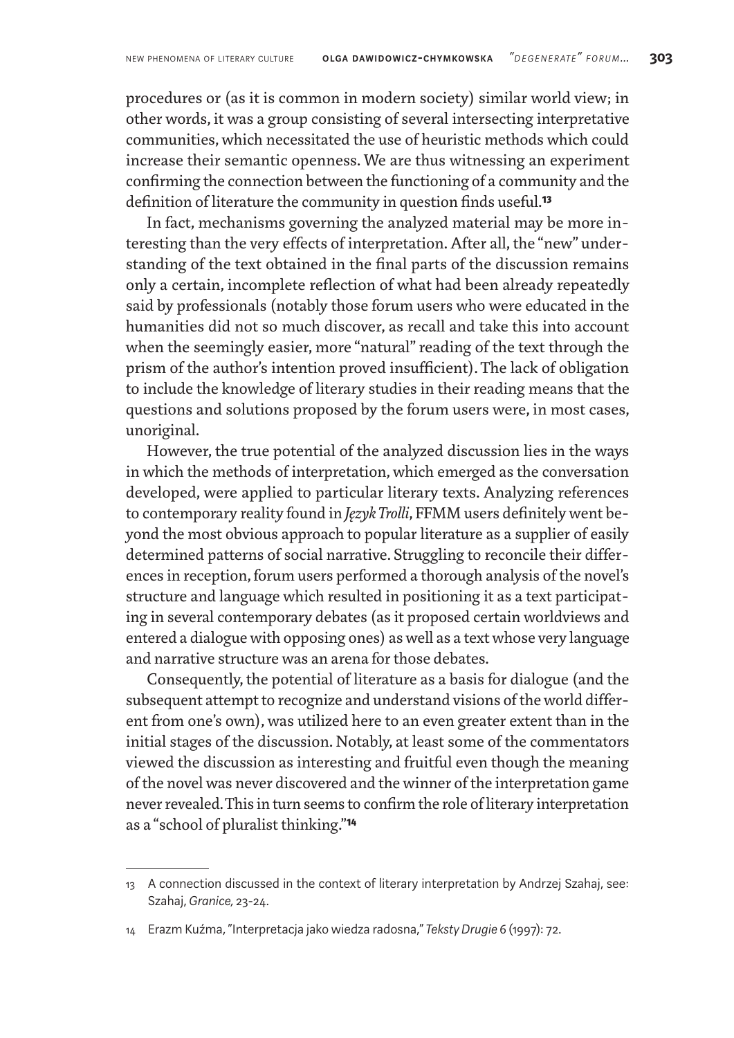procedures or (as it is common in modern society) similar world view; in other words, it was a group consisting of several intersecting interpretative communities, which necessitated the use of heuristic methods which could increase their semantic openness. We are thus witnessing an experiment confirming the connection between the functioning of a community and the definition of literature the community in question finds useful.[13]

In fact, mechanisms governing the analyzed material may be more interesting than the very effects of interpretation. After all, the "new" understanding of the text obtained in the final parts of the discussion remains only a certain, incomplete reflection of what had been already repeatedly said by professionals (notably those forum users who were educated in the humanities did not so much discover, as recall and take this into account when the seemingly easier, more "natural" reading of the text through the prism of the author's intention proved insufficient). The lack of obligation to include the knowledge of literary studies in their reading means that the questions and solutions proposed by the forum users were, in most cases, unoriginal.

However, the true potential of the analyzed discussion lies in the ways in which the methods of interpretation, which emerged as the conversation developed, were applied to particular literary texts. Analyzing references to contemporary reality found in *Język Trolli*, FFMM users definitely went beyond the most obvious approach to popular literature as a supplier of easily determined patterns of social narrative. Struggling to reconcile their differences in reception, forum users performed a thorough analysis of the novel's structure and language which resulted in positioning it as a text participating in several contemporary debates (as it proposed certain worldviews and entered a dialogue with opposing ones) as well as a text whose very language and narrative structure was an arena for those debates.

Consequently, the potential of literature as a basis for dialogue (and the subsequent attempt to recognize and understand visions of the world different from one's own), was utilized here to an even greater extent than in the initial stages of the discussion. Notably, at least some of the commentators viewed the discussion as interesting and fruitful even though the meaning of the novel was never discovered and the winner of the interpretation game never revealed. This in turn seems to confirm the role of literary interpretation as a "school of pluralist thinking."[14]

---

13 A connection discussed in the context of literary interpretation by Andrzej Szahaj, see: Szahaj, *Granice,* 23-24.

14 Erazm Kuźma, "Interpretacja jako wiedza radosna," *Teksty Drugie* 6 (1997): 72.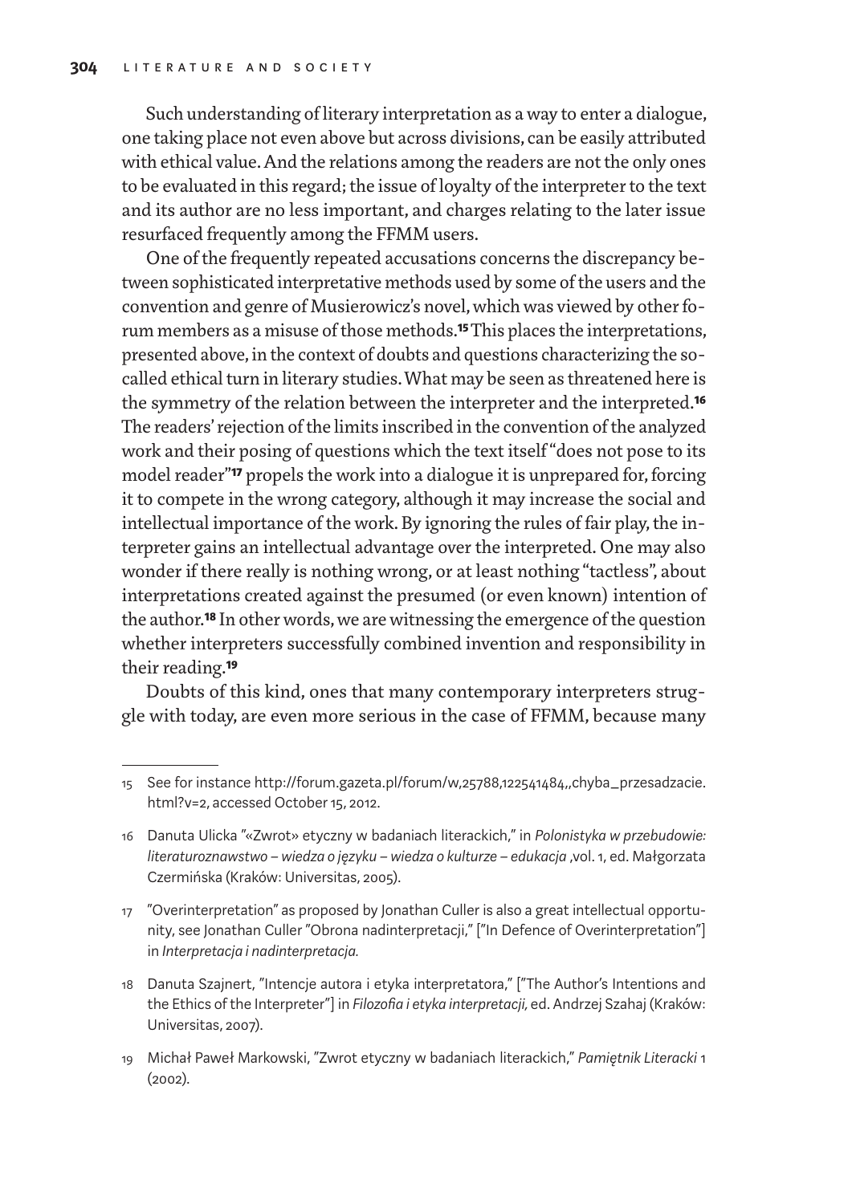Such understanding of literary interpretation as a way to enter a dialogue, one taking place not even above but across divisions, can be easily attributed with ethical value. And the relations among the readers are not the only ones to be evaluated in this regard; the issue of loyalty of the interpreter to the text and its author are no less important, and charges relating to the later issue resurfaced frequently among the FFMM users.

One of the frequently repeated accusations concerns the discrepancy between sophisticated interpretative methods used by some of the users and the convention and genre of Musierowicz's novel, which was viewed by other forum members as a misuse of those methods.[15] This places the interpretations, presented above, in the context of doubts and questions characterizing the so-called ethical turn in literary studies. What may be seen as threatened here is the symmetry of the relation between the interpreter and the interpreted.[16] The readers' rejection of the limits inscribed in the convention of the analyzed work and their posing of questions which the text itself "does not pose to its model reader"[17] propels the work into a dialogue it is unprepared for, forcing it to compete in the wrong category, although it may increase the social and intellectual importance of the work. By ignoring the rules of fair play, the interpreter gains an intellectual advantage over the interpreted. One may also wonder if there really is nothing wrong, or at least nothing "tactless", about interpretations created against the presumed (or even known) intention of the author.[18] In other words, we are witnessing the emergence of the question whether interpreters successfully combined invention and responsibility in their reading.[19]

Doubts of this kind, ones that many contemporary interpreters struggle with today, are even more serious in the case of FFMM, because many

---

15 See for instance http://forum.gazeta.pl/forum/w,25788,122541484,,chyba_przesadzacie.html?v=2, accessed October 15, 2012.

16 Danuta Ulicka "«Zwrot» etyczny w badaniach literackich," in *Polonistyka w przebudowie: literaturoznawstwo – wiedza o języku – wiedza o kulturze – edukacja* ,vol. 1, ed. Małgorzata Czermińska (Kraków: Universitas, 2005).

17 "Overinterpretation" as proposed by Jonathan Culler is also a great intellectual opportunity, see Jonathan Culler "Obrona nadinterpretacji," ["In Defence of Overinterpretation"] in *Interpretacja i nadinterpretacja.*

18 Danuta Szajnert, "Intencje autora i etyka interpretatora," ["The Author's Intentions and the Ethics of the Interpreter"] in *Filozofia i etyka interpretacji,* ed. Andrzej Szahaj (Kraków: Universitas, 2007).

19 Michał Paweł Markowski, "Zwrot etyczny w badaniach literackich," *Pamiętnik Literacki* 1 (2002).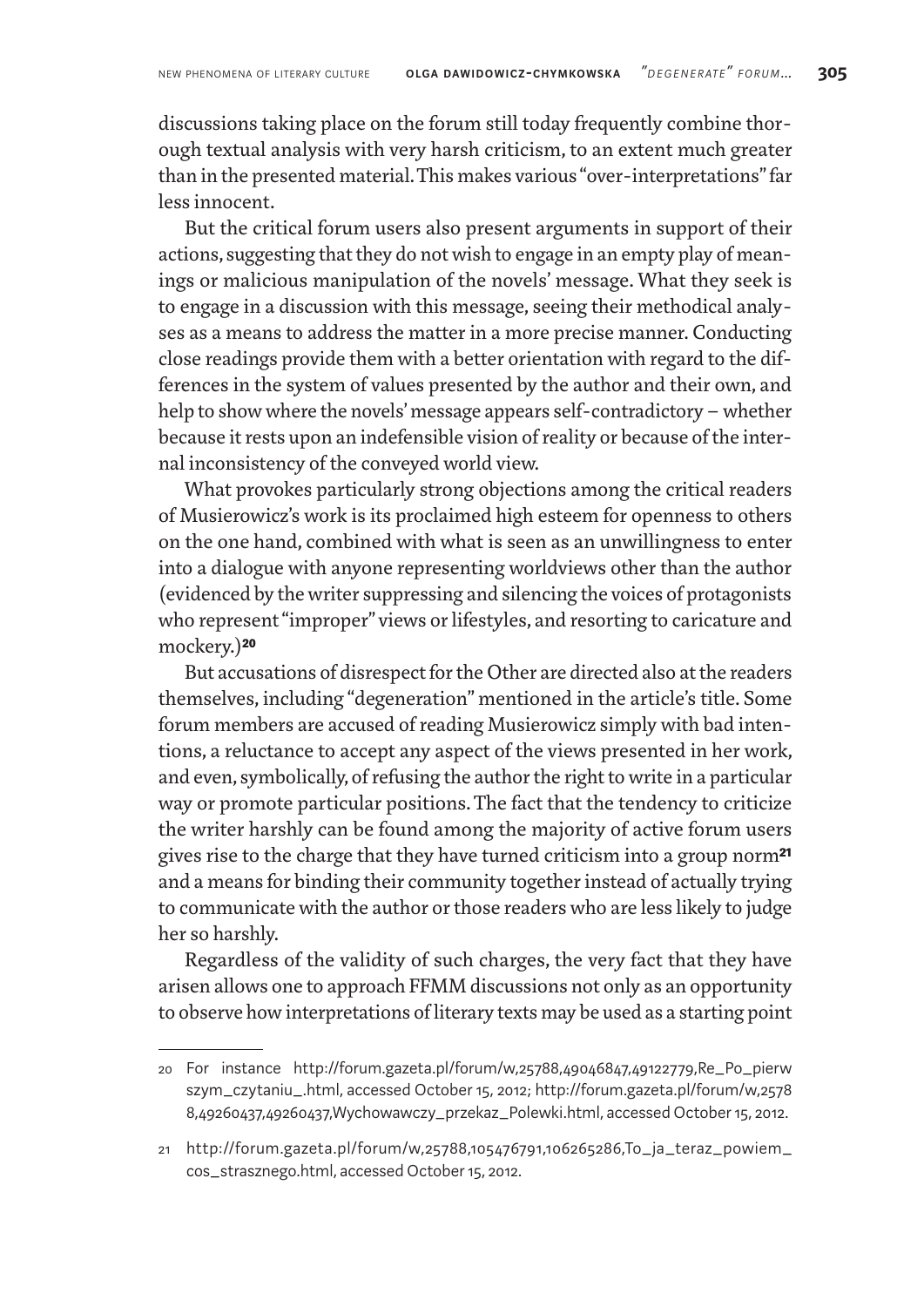discussions taking place on the forum still today frequently combine thorough textual analysis with very harsh criticism, to an extent much greater than in the presented material. This makes various "over-interpretations" far less innocent.

But the critical forum users also present arguments in support of their actions, suggesting that they do not wish to engage in an empty play of meanings or malicious manipulation of the novels' message. What they seek is to engage in a discussion with this message, seeing their methodical analyses as a means to address the matter in a more precise manner. Conducting close readings provide them with a better orientation with regard to the differences in the system of values presented by the author and their own, and help to show where the novels' message appears self-contradictory – whether because it rests upon an indefensible vision of reality or because of the internal inconsistency of the conveyed world view.

What provokes particularly strong objections among the critical readers of Musierowicz's work is its proclaimed high esteem for openness to others on the one hand, combined with what is seen as an unwillingness to enter into a dialogue with anyone representing worldviews other than the author (evidenced by the writer suppressing and silencing the voices of protagonists who represent "improper" views or lifestyles, and resorting to caricature and mockery.)[20]

But accusations of disrespect for the Other are directed also at the readers themselves, including "degeneration" mentioned in the article's title. Some forum members are accused of reading Musierowicz simply with bad intentions, a reluctance to accept any aspect of the views presented in her work, and even, symbolically, of refusing the author the right to write in a particular way or promote particular positions. The fact that the tendency to criticize the writer harshly can be found among the majority of active forum users gives rise to the charge that they have turned criticism into a group norm[21] and a means for binding their community together instead of actually trying to communicate with the author or those readers who are less likely to judge her so harshly.

Regardless of the validity of such charges, the very fact that they have arisen allows one to approach FFMM discussions not only as an opportunity to observe how interpretations of literary texts may be used as a starting point

---

20 For instance http://forum.gazeta.pl/forum/w,25788,49046847,49122779,Re_Po_pierwszym_czytaniu_.html, accessed October 15, 2012; http://forum.gazeta.pl/forum/w,25788,49260437,49260437,Wychowawczy_przekaz_Polewki.html, accessed October 15, 2012.

21 http://forum.gazeta.pl/forum/w,25788,105476791,106265286,To_ja_teraz_powiem_cos_strasznego.html, accessed October 15, 2012.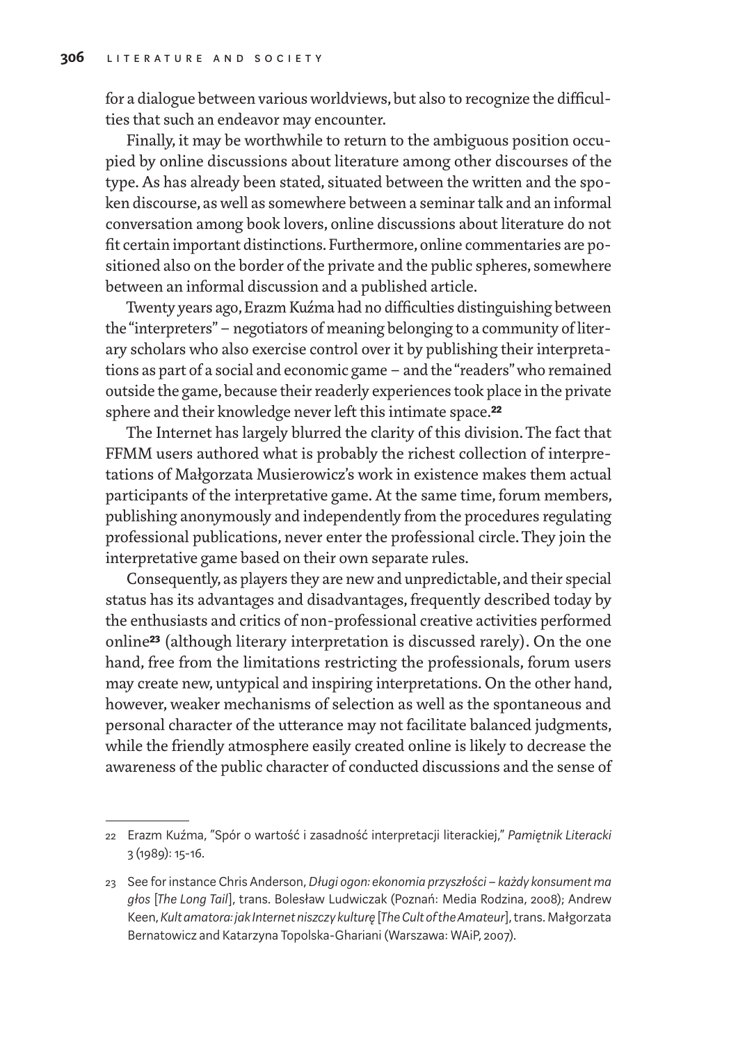for a dialogue between various worldviews, but also to recognize the difficulties that such an endeavor may encounter.

Finally, it may be worthwhile to return to the ambiguous position occupied by online discussions about literature among other discourses of the type. As has already been stated, situated between the written and the spoken discourse, as well as somewhere between a seminar talk and an informal conversation among book lovers, online discussions about literature do not fit certain important distinctions. Furthermore, online commentaries are positioned also on the border of the private and the public spheres, somewhere between an informal discussion and a published article.

Twenty years ago, Erazm Kuźma had no difficulties distinguishing between the "interpreters" – negotiators of meaning belonging to a community of literary scholars who also exercise control over it by publishing their interpretations as part of a social and economic game – and the "readers" who remained outside the game, because their readerly experiences took place in the private sphere and their knowledge never left this intimate space.[22]

The Internet has largely blurred the clarity of this division. The fact that FFMM users authored what is probably the richest collection of interpretations of Małgorzata Musierowicz's work in existence makes them actual participants of the interpretative game. At the same time, forum members, publishing anonymously and independently from the procedures regulating professional publications, never enter the professional circle. They join the interpretative game based on their own separate rules.

Consequently, as players they are new and unpredictable, and their special status has its advantages and disadvantages, frequently described today by the enthusiasts and critics of non-professional creative activities performed online[23] (although literary interpretation is discussed rarely). On the one hand, free from the limitations restricting the professionals, forum users may create new, untypical and inspiring interpretations. On the other hand, however, weaker mechanisms of selection as well as the spontaneous and personal character of the utterance may not facilitate balanced judgments, while the friendly atmosphere easily created online is likely to decrease the awareness of the public character of conducted discussions and the sense of

---

22 Erazm Kuźma, "Spór o wartość i zasadność interpretacji literackiej," *Pamiętnik Literacki* 3 (1989): 15-16.

23 See for instance Chris Anderson, *Długi ogon: ekonomia przyszłości – każdy konsument ma głos* [*The Long Tail*], trans. Bolesław Ludwiczak (Poznań: Media Rodzina, 2008); Andrew Keen, *Kult amatora: jak Internet niszczy kulturę* [*The Cult of the Amateur*], trans. Małgorzata Bernatowicz and Katarzyna Topolska-Ghariani (Warszawa: WAiP, 2007).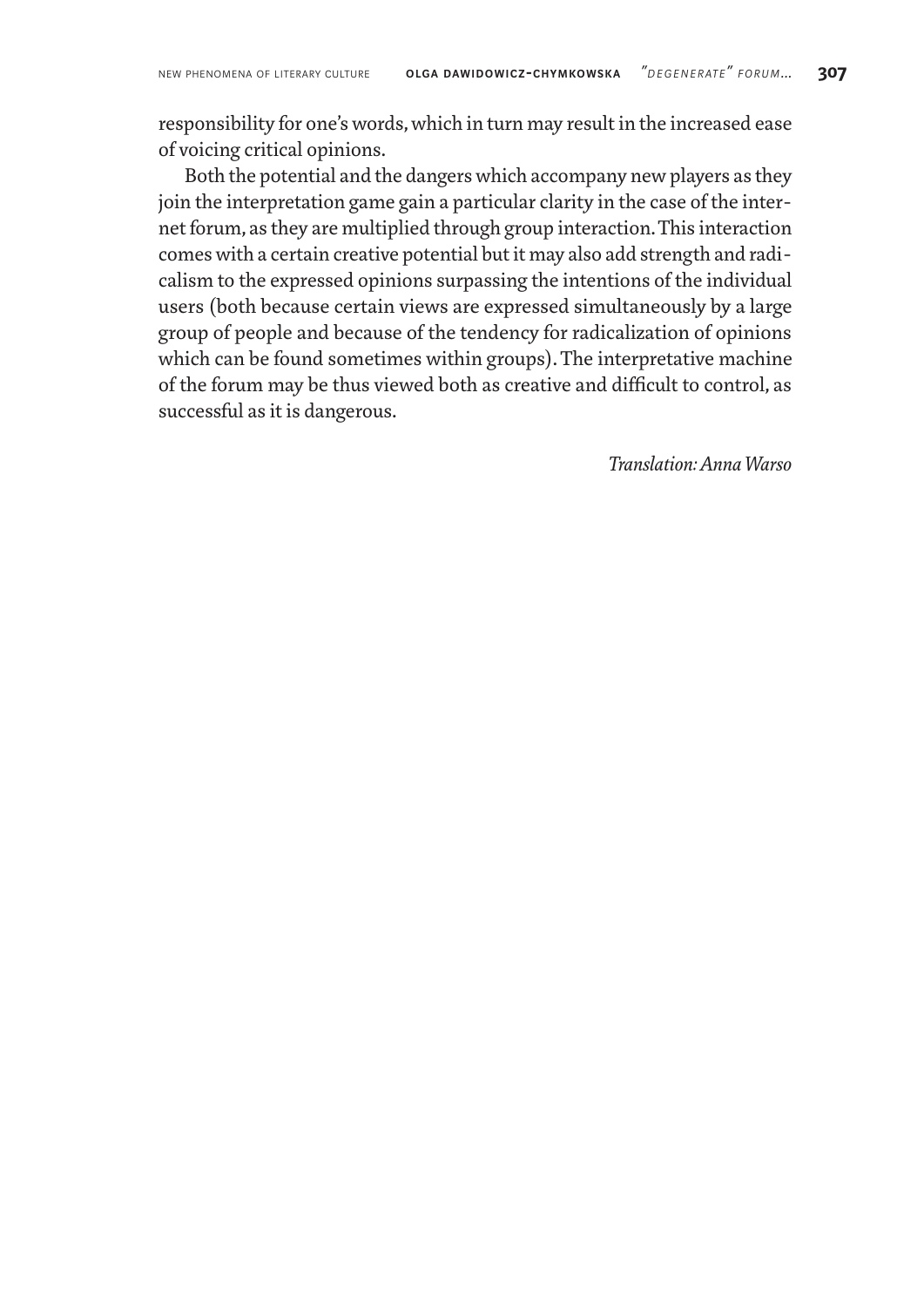responsibility for one's words, which in turn may result in the increased ease of voicing critical opinions.

Both the potential and the dangers which accompany new players as they join the interpretation game gain a particular clarity in the case of the internet forum, as they are multiplied through group interaction. This interaction comes with a certain creative potential but it may also add strength and radicalism to the expressed opinions surpassing the intentions of the individual users (both because certain views are expressed simultaneously by a large group of people and because of the tendency for radicalization of opinions which can be found sometimes within groups). The interpretative machine of the forum may be thus viewed both as creative and difficult to control, as successful as it is dangerous.

*Translation: Anna Warso*